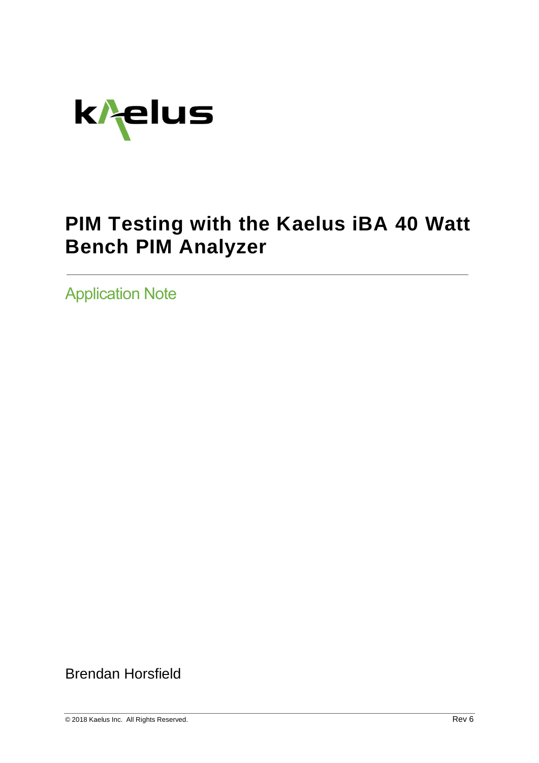kaelus

# PIM Testing with the Kaelus iBA 40 Watt Bench PIM Analyzer

Application Note

Brendan Horsfield

© 2018 Kaelus Inc. All Rights Reserved.

Rev 6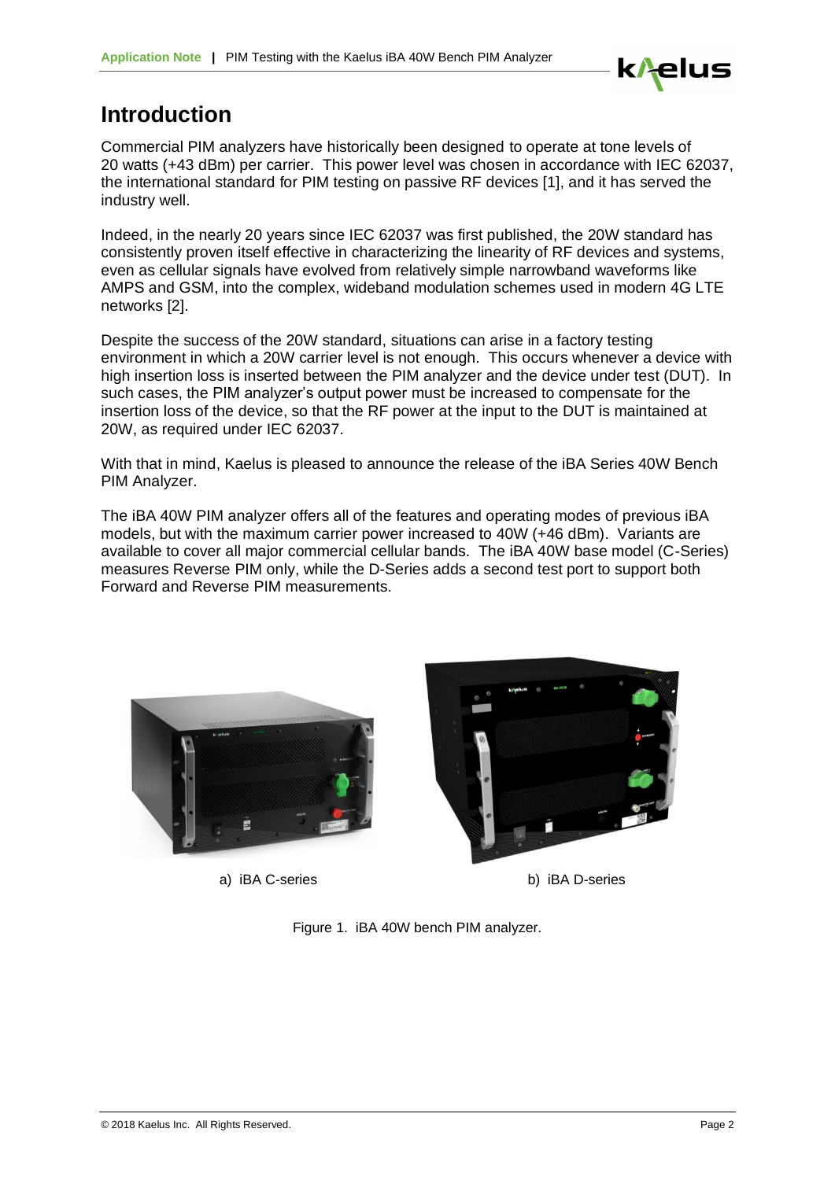# Introduction

Commercial PIM analyzers have historically been designed to operate at tone levels of 20 watts (+43 dBm) per carrier. This power level was chosen in accordance with IEC 62037, the international standard for PIM testing on passive RF devices [1], and it has served the industry well.

Indeed, in the nearly 20 years since IEC 62037 was first published, the 20W standard has consistently proven itself effective in characterizing the linearity of RF devices and systems, even as cellular signals have evolved from relatively simple narrowband waveforms like AMPS and GSM, into the complex, wideband modulation schemes used in modern 4G LTE networks [2].

Despite the success of the 20W standard, situations can arise in a factory testing environment in which a 20W carrier level is not enough. This occurs whenever a device with high insertion loss is inserted between the PIM analyzer and the device under test (DUT). In such cases, the PIM analyzer's output power must be increased to compensate for the insertion loss of the device, so that the RF power at the input to the DUT is maintained at 20W, as required under IEC 62037.

With that in mind, Kaelus is pleased to announce the release of the iBA Series 40W Bench PIM Analyzer.

The iBA 40W PIM analyzer offers all of the features and operating modes of previous iBA models, but with the maximum carrier power increased to 40W (+46 dBm). Variants are available to cover all major commercial cellular bands. The iBA 40W base model (C-Series) measures Reverse PIM only, while the D-Series adds a second test port to support both Forward and Reverse PIM measurements.

a) iBA C-series

b) iBA D-series

Figure 1. iBA 40W bench PIM analyzer.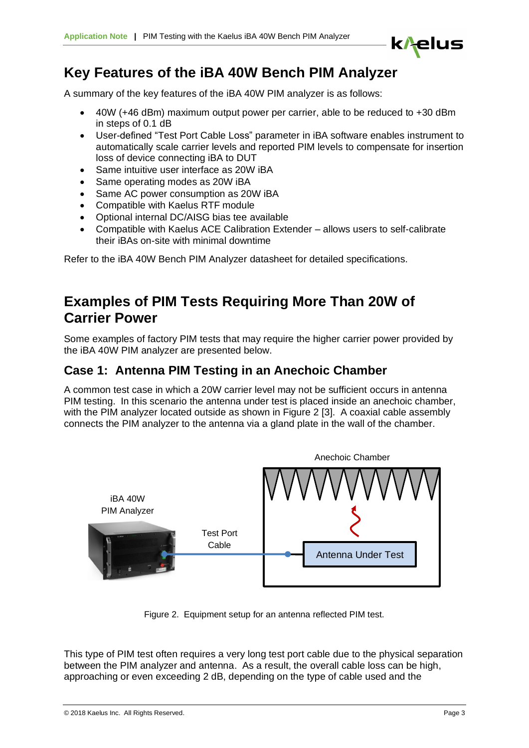## Key Features of the iBA 40W Bench PIM Analyzer

A summary of the key features of the iBA 40W PIM analyzer is as follows:

- 40W (+46 dBm) maximum output power per carrier, able to be reduced to +30 dBm in steps of 0.1 dB
- User-defined "Test Port Cable Loss" parameter in iBA software enables instrument to automatically scale carrier levels and reported PIM levels to compensate for insertion loss of device connecting iBA to DUT
- Same intuitive user interface as 20W iBA
- Same operating modes as 20W iBA
- Same AC power consumption as 20W iBA
- Compatible with Kaelus RTF module
- Optional internal DC/AISG bias tee available
- Compatible with Kaelus ACE Calibration Extender – allows users to self-calibrate their iBAs on-site with minimal downtime

Refer to the iBA 40W Bench PIM Analyzer datasheet for detailed specifications.

## Examples of PIM Tests Requiring More Than 20W of Carrier Power

Some examples of factory PIM tests that may require the higher carrier power provided by the iBA 40W PIM analyzer are presented below.

### Case 1: Antenna PIM Testing in an Anechoic Chamber

A common test case in which a 20W carrier level may not be sufficient occurs in antenna PIM testing. In this scenario the antenna under test is placed inside an anechoic chamber, with the PIM analyzer located outside as shown in Figure 2 [3]. A coaxial cable assembly connects the PIM analyzer to the antenna via a gland plate in the wall of the chamber.

Anechoic Chamber

iBA 40W
PIM Analyzer

Test Port
Cable

Antenna Under Test

Figure 2. Equipment setup for an antenna reflected PIM test.

This type of PIM test often requires a very long test port cable due to the physical separation between the PIM analyzer and antenna. As a result, the overall cable loss can be high, approaching or even exceeding 2 dB, depending on the type of cable used and the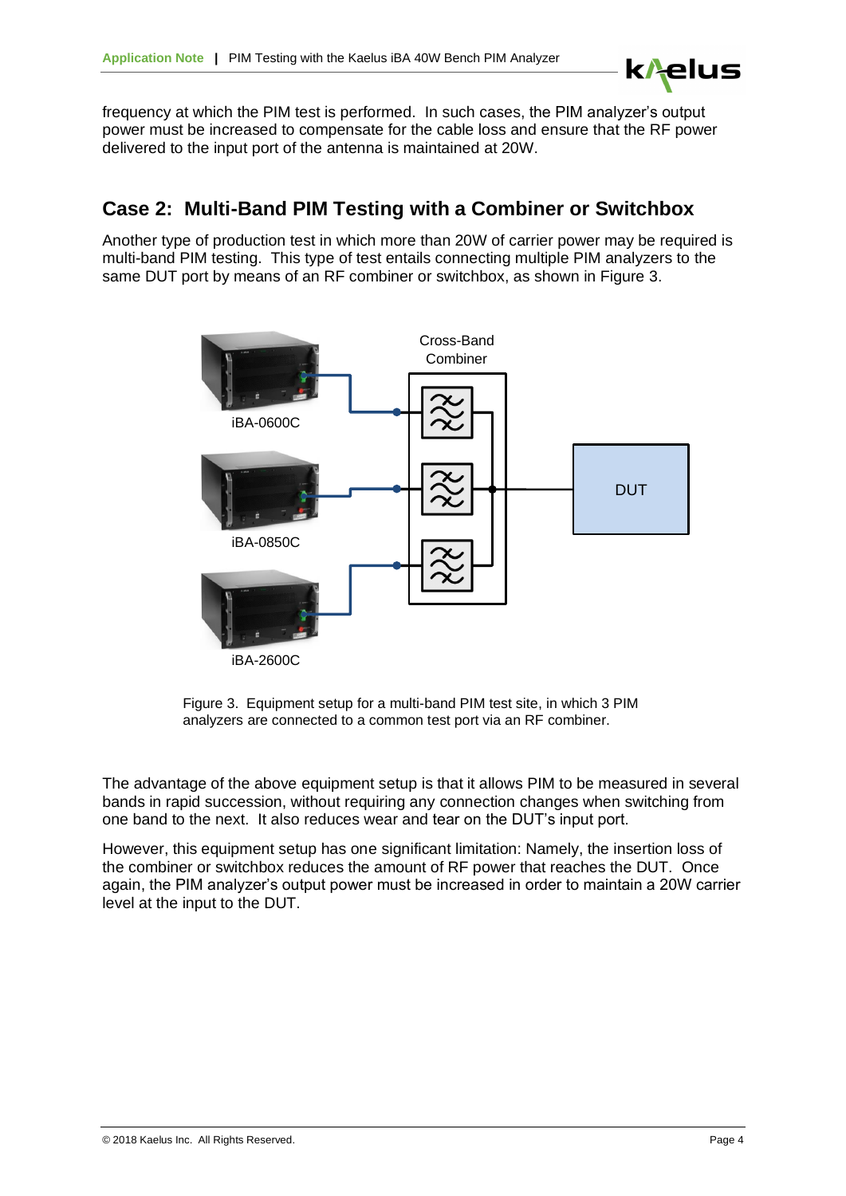frequency at which the PIM test is performed. In such cases, the PIM analyzer's output power must be increased to compensate for the cable loss and ensure that the RF power delivered to the input port of the antenna is maintained at 20W.

## Case 2: Multi-Band PIM Testing with a Combiner or Switchbox

Another type of production test in which more than 20W of carrier power may be required is multi-band PIM testing. This type of test entails connecting multiple PIM analyzers to the same DUT port by means of an RF combiner or switchbox, as shown in Figure 3.

Cross-Band Combiner

iBA-0600C

iBA-0850C

iBA-2600C

DUT

Figure 3. Equipment setup for a multi-band PIM test site, in which 3 PIM analyzers are connected to a common test port via an RF combiner.

The advantage of the above equipment setup is that it allows PIM to be measured in several bands in rapid succession, without requiring any connection changes when switching from one band to the next. It also reduces wear and tear on the DUT's input port.

However, this equipment setup has one significant limitation: Namely, the insertion loss of the combiner or switchbox reduces the amount of RF power that reaches the DUT. Once again, the PIM analyzer's output power must be increased in order to maintain a 20W carrier level at the input to the DUT.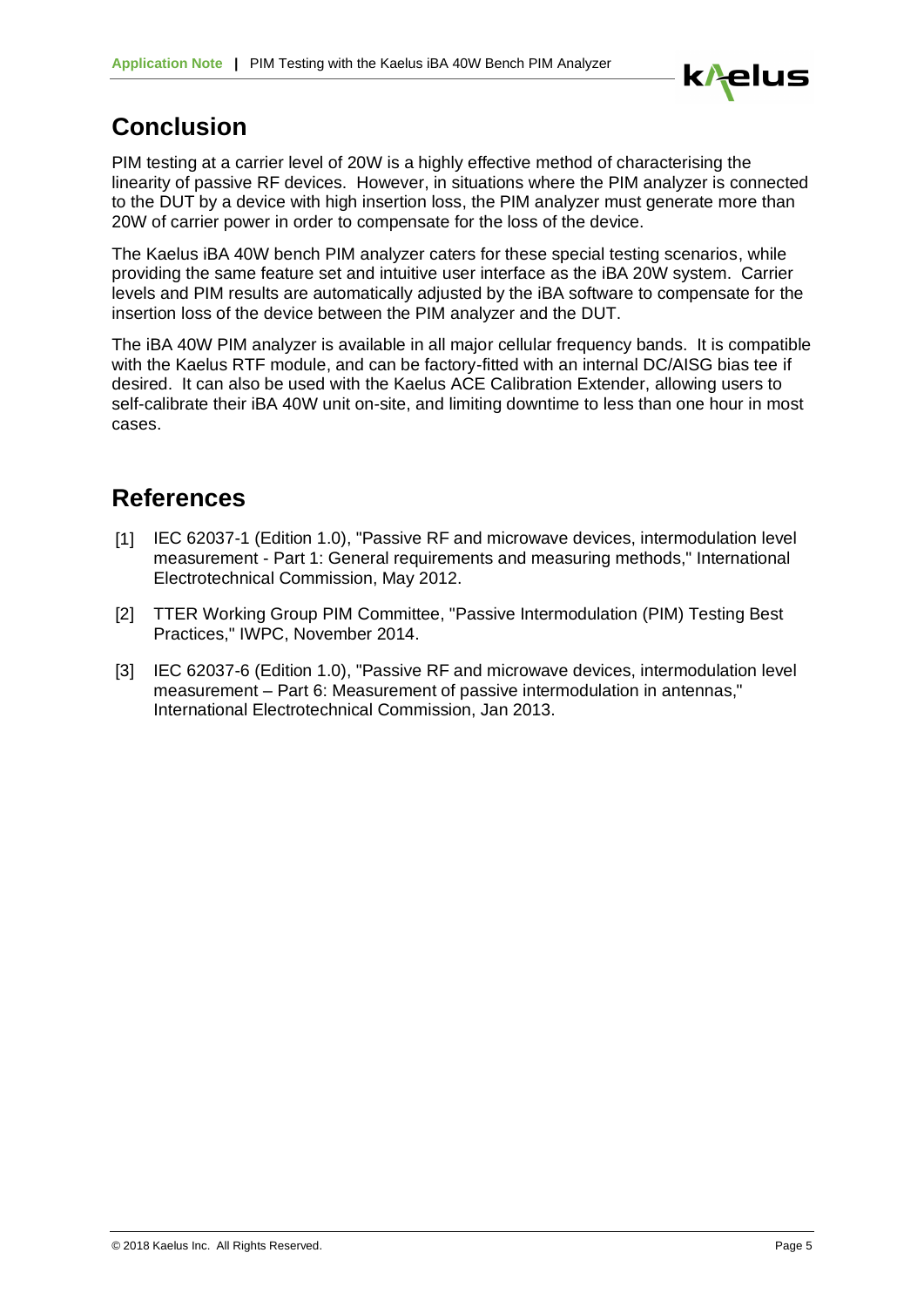## Conclusion

PIM testing at a carrier level of 20W is a highly effective method of characterising the linearity of passive RF devices. However, in situations where the PIM analyzer is connected to the DUT by a device with high insertion loss, the PIM analyzer must generate more than 20W of carrier power in order to compensate for the loss of the device.

The Kaelus iBA 40W bench PIM analyzer caters for these special testing scenarios, while providing the same feature set and intuitive user interface as the iBA 20W system. Carrier levels and PIM results are automatically adjusted by the iBA software to compensate for the insertion loss of the device between the PIM analyzer and the DUT.

The iBA 40W PIM analyzer is available in all major cellular frequency bands. It is compatible with the Kaelus RTF module, and can be factory-fitted with an internal DC/AISG bias tee if desired. It can also be used with the Kaelus ACE Calibration Extender, allowing users to self-calibrate their iBA 40W unit on-site, and limiting downtime to less than one hour in most cases.

## References

[1] IEC 62037-1 (Edition 1.0), "Passive RF and microwave devices, intermodulation level measurement - Part 1: General requirements and measuring methods," International Electrotechnical Commission, May 2012.

[2] TTER Working Group PIM Committee, "Passive Intermodulation (PIM) Testing Best Practices," IWPC, November 2014.

[3] IEC 62037-6 (Edition 1.0), "Passive RF and microwave devices, intermodulation level measurement – Part 6: Measurement of passive intermodulation in antennas," International Electrotechnical Commission, Jan 2013.